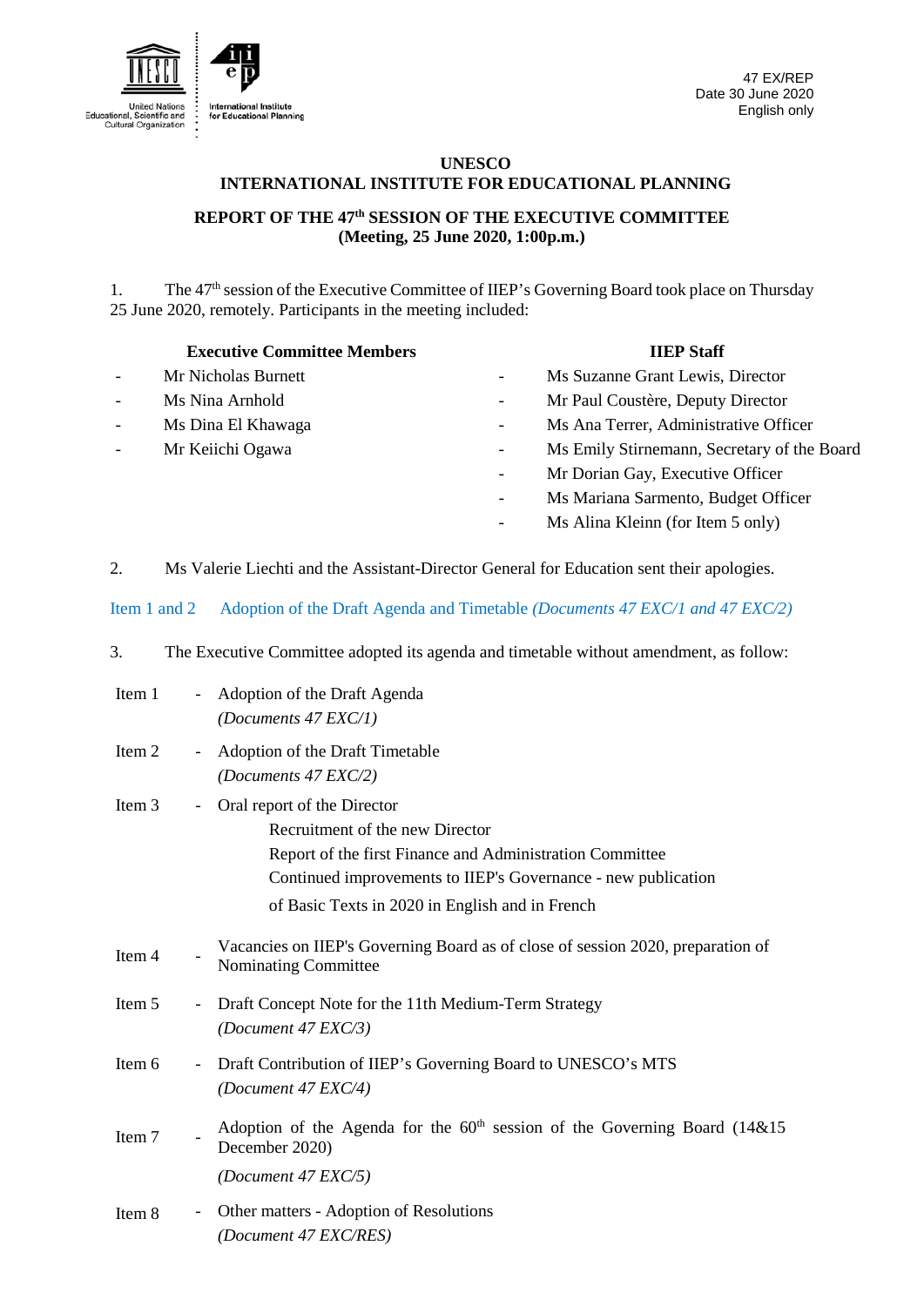47 EX/REP
Date 30 June 2020
English only

**UNESCO**
**INTERNATIONAL INSTITUTE FOR EDUCATIONAL PLANNING**

**REPORT OF THE 47th SESSION OF THE EXECUTIVE COMMITTEE**
**(Meeting, 25 June 2020, 1:00p.m.)**

1. The 47th session of the Executive Committee of IIEP's Governing Board took place on Thursday 25 June 2020, remotely. Participants in the meeting included:

| Executive Committee Members | IIEP Staff |
|---|---|
| - Mr Nicholas Burnett | - Ms Suzanne Grant Lewis, Director |
| - Ms Nina Arnhold | - Mr Paul Coustère, Deputy Director |
| - Ms Dina El Khawaga | - Ms Ana Terrer, Administrative Officer |
| - Mr Keiichi Ogawa | - Ms Emily Stirnemann, Secretary of the Board |
| | - Mr Dorian Gay, Executive Officer |
| | - Ms Mariana Sarmento, Budget Officer |
| | - Ms Alina Kleinn (for Item 5 only) |

2. Ms Valerie Liechti and the Assistant-Director General for Education sent their apologies.

Item 1 and 2 Adoption of the Draft Agenda and Timetable *(Documents 47 EXC/1 and 47 EXC/2)*

3. The Executive Committee adopted its agenda and timetable without amendment, as follow:

Item 1 - Adoption of the Draft Agenda
*(Documents 47 EXC/1)*

Item 2 - Adoption of the Draft Timetable
*(Documents 47 EXC/2)*

Item 3 - Oral report of the Director
Recruitment of the new Director
Report of the first Finance and Administration Committee
Continued improvements to IIEP's Governance - new publication of Basic Texts in 2020 in English and in French

Item 4 - Vacancies on IIEP's Governing Board as of close of session 2020, preparation of Nominating Committee

Item 5 - Draft Concept Note for the 11th Medium-Term Strategy
*(Document 47 EXC/3)*

Item 6 - Draft Contribution of IIEP's Governing Board to UNESCO's MTS
*(Document 47 EXC/4)*

Item 7 - Adoption of the Agenda for the 60th session of the Governing Board (14&15 December 2020)
*(Document 47 EXC/5)*

Item 8 - Other matters - Adoption of Resolutions
*(Document 47 EXC/RES)*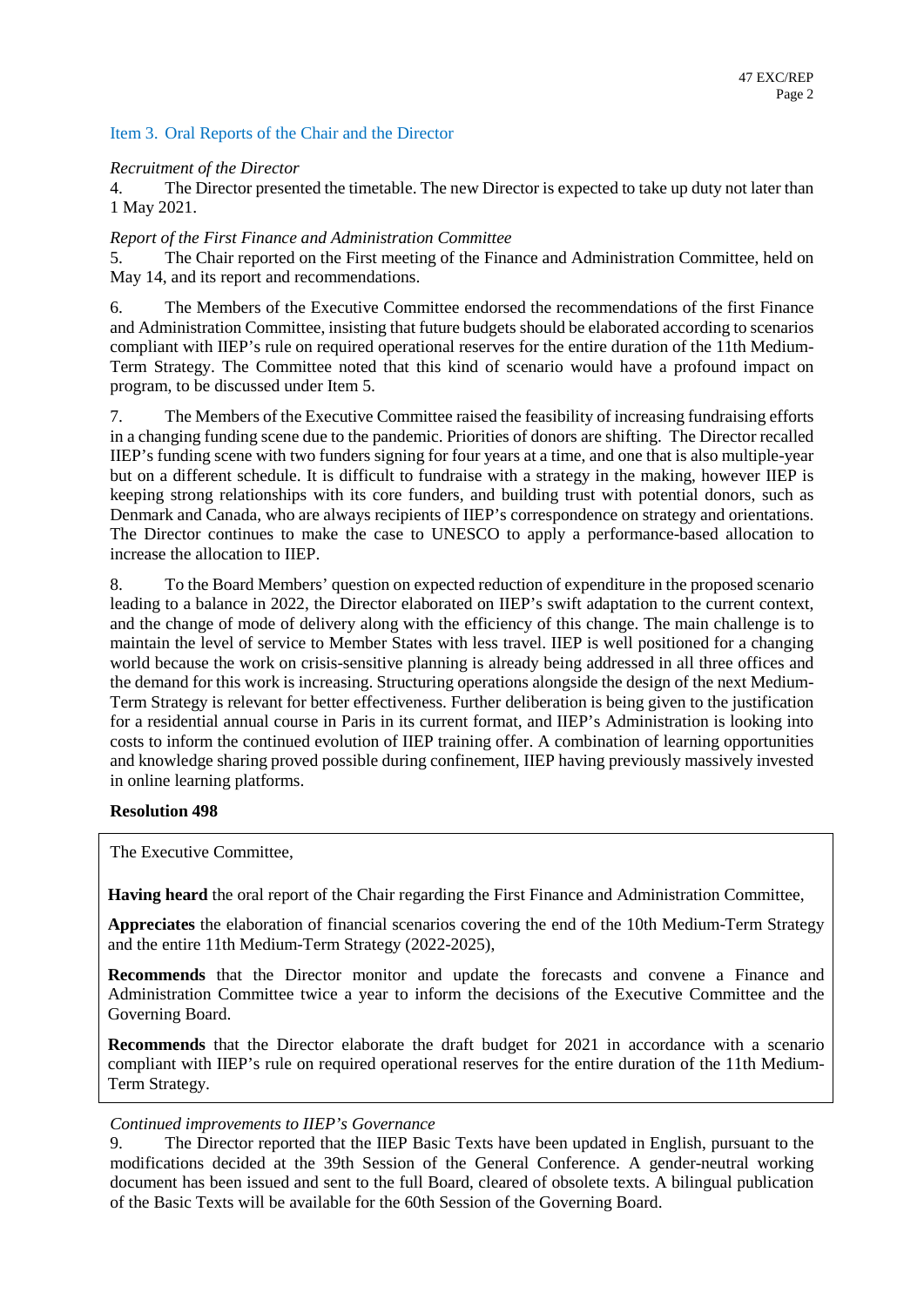## Item 3. Oral Reports of the Chair and the Director

*Recruitment of the Director*

4. The Director presented the timetable. The new Director is expected to take up duty not later than 1 May 2021.

*Report of the First Finance and Administration Committee*

5. The Chair reported on the First meeting of the Finance and Administration Committee, held on May 14, and its report and recommendations.

6. The Members of the Executive Committee endorsed the recommendations of the first Finance and Administration Committee, insisting that future budgets should be elaborated according to scenarios compliant with IIEP's rule on required operational reserves for the entire duration of the 11th Medium-Term Strategy. The Committee noted that this kind of scenario would have a profound impact on program, to be discussed under Item 5.

7. The Members of the Executive Committee raised the feasibility of increasing fundraising efforts in a changing funding scene due to the pandemic. Priorities of donors are shifting. The Director recalled IIEP's funding scene with two funders signing for four years at a time, and one that is also multiple-year but on a different schedule. It is difficult to fundraise with a strategy in the making, however IIEP is keeping strong relationships with its core funders, and building trust with potential donors, such as Denmark and Canada, who are always recipients of IIEP's correspondence on strategy and orientations. The Director continues to make the case to UNESCO to apply a performance-based allocation to increase the allocation to IIEP.

8. To the Board Members' question on expected reduction of expenditure in the proposed scenario leading to a balance in 2022, the Director elaborated on IIEP's swift adaptation to the current context, and the change of mode of delivery along with the efficiency of this change. The main challenge is to maintain the level of service to Member States with less travel. IIEP is well positioned for a changing world because the work on crisis-sensitive planning is already being addressed in all three offices and the demand for this work is increasing. Structuring operations alongside the design of the next Medium-Term Strategy is relevant for better effectiveness. Further deliberation is being given to the justification for a residential annual course in Paris in its current format, and IIEP's Administration is looking into costs to inform the continued evolution of IIEP training offer. A combination of learning opportunities and knowledge sharing proved possible during confinement, IIEP having previously massively invested in online learning platforms.

**Resolution 498**

The Executive Committee,

**Having heard** the oral report of the Chair regarding the First Finance and Administration Committee,

**Appreciates** the elaboration of financial scenarios covering the end of the 10th Medium-Term Strategy and the entire 11th Medium-Term Strategy (2022-2025),

**Recommends** that the Director monitor and update the forecasts and convene a Finance and Administration Committee twice a year to inform the decisions of the Executive Committee and the Governing Board.

**Recommends** that the Director elaborate the draft budget for 2021 in accordance with a scenario compliant with IIEP's rule on required operational reserves for the entire duration of the 11th Medium-Term Strategy.

*Continued improvements to IIEP's Governance*

9. The Director reported that the IIEP Basic Texts have been updated in English, pursuant to the modifications decided at the 39th Session of the General Conference. A gender-neutral working document has been issued and sent to the full Board, cleared of obsolete texts. A bilingual publication of the Basic Texts will be available for the 60th Session of the Governing Board.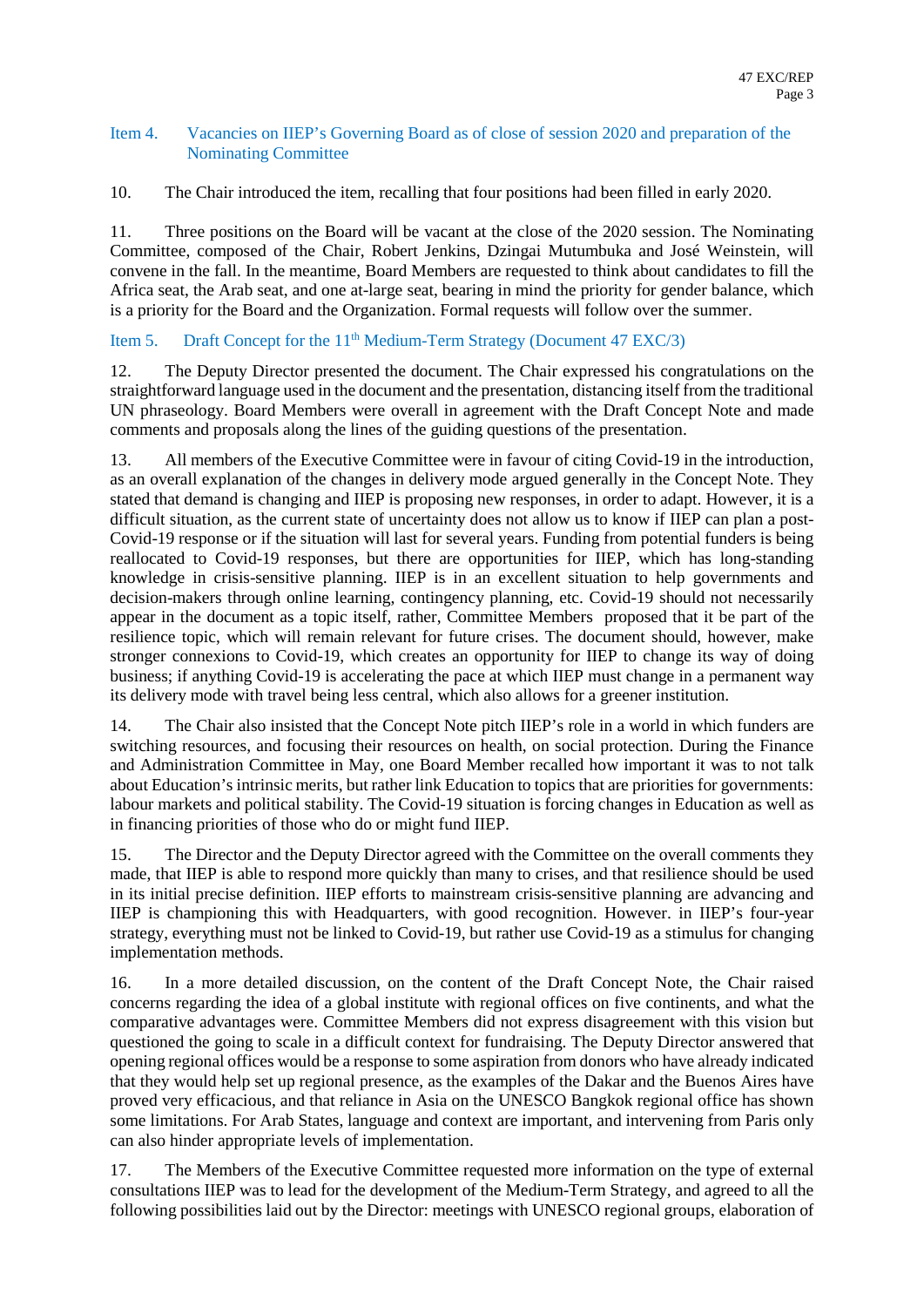## Item 4. Vacancies on IIEP's Governing Board as of close of session 2020 and preparation of the Nominating Committee

10. The Chair introduced the item, recalling that four positions had been filled in early 2020.

11. Three positions on the Board will be vacant at the close of the 2020 session. The Nominating Committee, composed of the Chair, Robert Jenkins, Dzingai Mutumbuka and José Weinstein, will convene in the fall. In the meantime, Board Members are requested to think about candidates to fill the Africa seat, the Arab seat, and one at-large seat, bearing in mind the priority for gender balance, which is a priority for the Board and the Organization. Formal requests will follow over the summer.

## Item 5. Draft Concept for the 11th Medium-Term Strategy (Document 47 EXC/3)

12. The Deputy Director presented the document. The Chair expressed his congratulations on the straightforward language used in the document and the presentation, distancing itself from the traditional UN phraseology. Board Members were overall in agreement with the Draft Concept Note and made comments and proposals along the lines of the guiding questions of the presentation.

13. All members of the Executive Committee were in favour of citing Covid-19 in the introduction, as an overall explanation of the changes in delivery mode argued generally in the Concept Note. They stated that demand is changing and IIEP is proposing new responses, in order to adapt. However, it is a difficult situation, as the current state of uncertainty does not allow us to know if IIEP can plan a post-Covid-19 response or if the situation will last for several years. Funding from potential funders is being reallocated to Covid-19 responses, but there are opportunities for IIEP, which has long-standing knowledge in crisis-sensitive planning. IIEP is in an excellent situation to help governments and decision-makers through online learning, contingency planning, etc. Covid-19 should not necessarily appear in the document as a topic itself, rather, Committee Members proposed that it be part of the resilience topic, which will remain relevant for future crises. The document should, however, make stronger connexions to Covid-19, which creates an opportunity for IIEP to change its way of doing business; if anything Covid-19 is accelerating the pace at which IIEP must change in a permanent way its delivery mode with travel being less central, which also allows for a greener institution.

14. The Chair also insisted that the Concept Note pitch IIEP's role in a world in which funders are switching resources, and focusing their resources on health, on social protection. During the Finance and Administration Committee in May, one Board Member recalled how important it was to not talk about Education's intrinsic merits, but rather link Education to topics that are priorities for governments: labour markets and political stability. The Covid-19 situation is forcing changes in Education as well as in financing priorities of those who do or might fund IIEP.

15. The Director and the Deputy Director agreed with the Committee on the overall comments they made, that IIEP is able to respond more quickly than many to crises, and that resilience should be used in its initial precise definition. IIEP efforts to mainstream crisis-sensitive planning are advancing and IIEP is championing this with Headquarters, with good recognition. However. in IIEP's four-year strategy, everything must not be linked to Covid-19, but rather use Covid-19 as a stimulus for changing implementation methods.

16. In a more detailed discussion, on the content of the Draft Concept Note, the Chair raised concerns regarding the idea of a global institute with regional offices on five continents, and what the comparative advantages were. Committee Members did not express disagreement with this vision but questioned the going to scale in a difficult context for fundraising. The Deputy Director answered that opening regional offices would be a response to some aspiration from donors who have already indicated that they would help set up regional presence, as the examples of the Dakar and the Buenos Aires have proved very efficacious, and that reliance in Asia on the UNESCO Bangkok regional office has shown some limitations. For Arab States, language and context are important, and intervening from Paris only can also hinder appropriate levels of implementation.

17. The Members of the Executive Committee requested more information on the type of external consultations IIEP was to lead for the development of the Medium-Term Strategy, and agreed to all the following possibilities laid out by the Director: meetings with UNESCO regional groups, elaboration of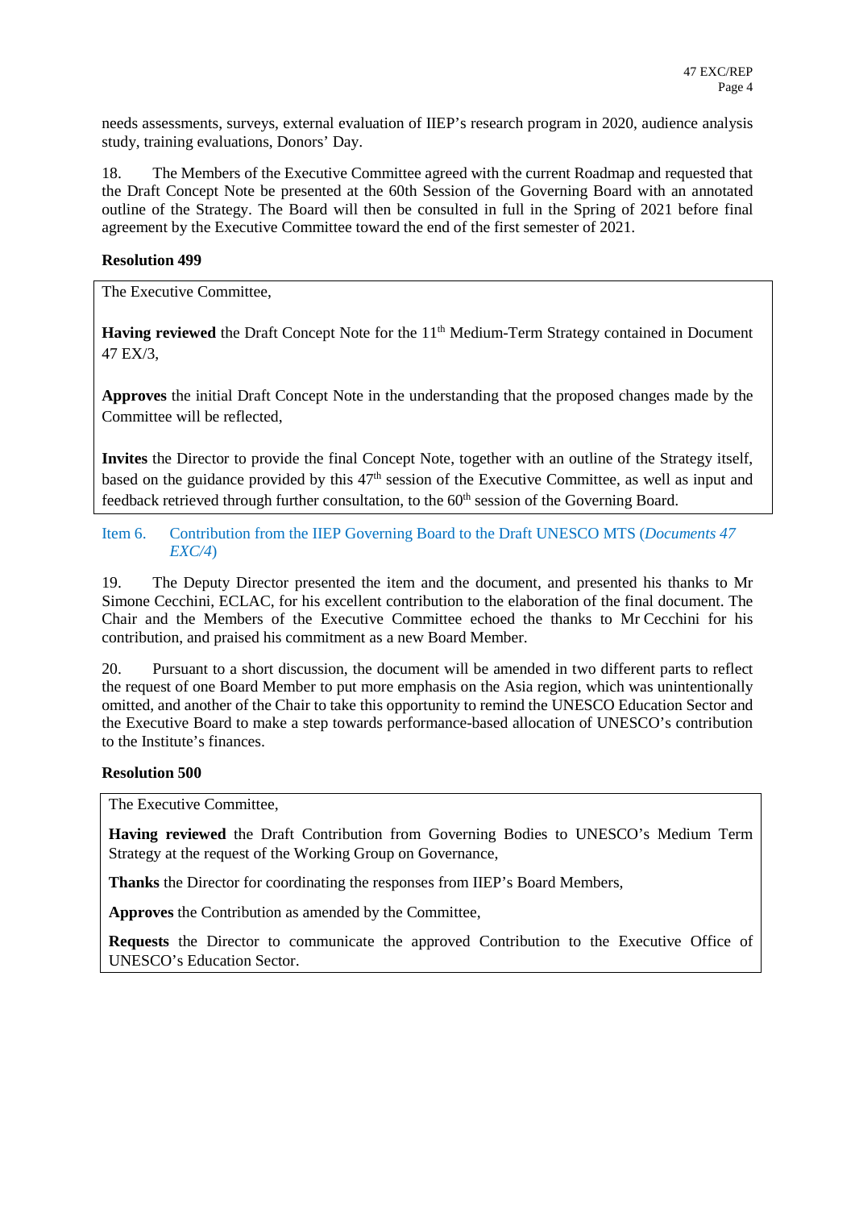needs assessments, surveys, external evaluation of IIEP's research program in 2020, audience analysis study, training evaluations, Donors' Day.

18. The Members of the Executive Committee agreed with the current Roadmap and requested that the Draft Concept Note be presented at the 60th Session of the Governing Board with an annotated outline of the Strategy. The Board will then be consulted in full in the Spring of 2021 before final agreement by the Executive Committee toward the end of the first semester of 2021.

**Resolution 499**

> The Executive Committee,
>
> **Having reviewed** the Draft Concept Note for the 11th Medium-Term Strategy contained in Document 47 EX/3,
>
> **Approves** the initial Draft Concept Note in the understanding that the proposed changes made by the Committee will be reflected,
>
> **Invites** the Director to provide the final Concept Note, together with an outline of the Strategy itself, based on the guidance provided by this 47th session of the Executive Committee, as well as input and feedback retrieved through further consultation, to the 60th session of the Governing Board.

## Item 6. Contribution from the IIEP Governing Board to the Draft UNESCO MTS (*Documents 47 EXC/4*)

19. The Deputy Director presented the item and the document, and presented his thanks to Mr Simone Cecchini, ECLAC, for his excellent contribution to the elaboration of the final document. The Chair and the Members of the Executive Committee echoed the thanks to Mr Cecchini for his contribution, and praised his commitment as a new Board Member.

20. Pursuant to a short discussion, the document will be amended in two different parts to reflect the request of one Board Member to put more emphasis on the Asia region, which was unintentionally omitted, and another of the Chair to take this opportunity to remind the UNESCO Education Sector and the Executive Board to make a step towards performance-based allocation of UNESCO's contribution to the Institute's finances.

**Resolution 500**

> The Executive Committee,
>
> **Having reviewed** the Draft Contribution from Governing Bodies to UNESCO's Medium Term Strategy at the request of the Working Group on Governance,
>
> **Thanks** the Director for coordinating the responses from IIEP's Board Members,
>
> **Approves** the Contribution as amended by the Committee,
>
> **Requests** the Director to communicate the approved Contribution to the Executive Office of UNESCO's Education Sector.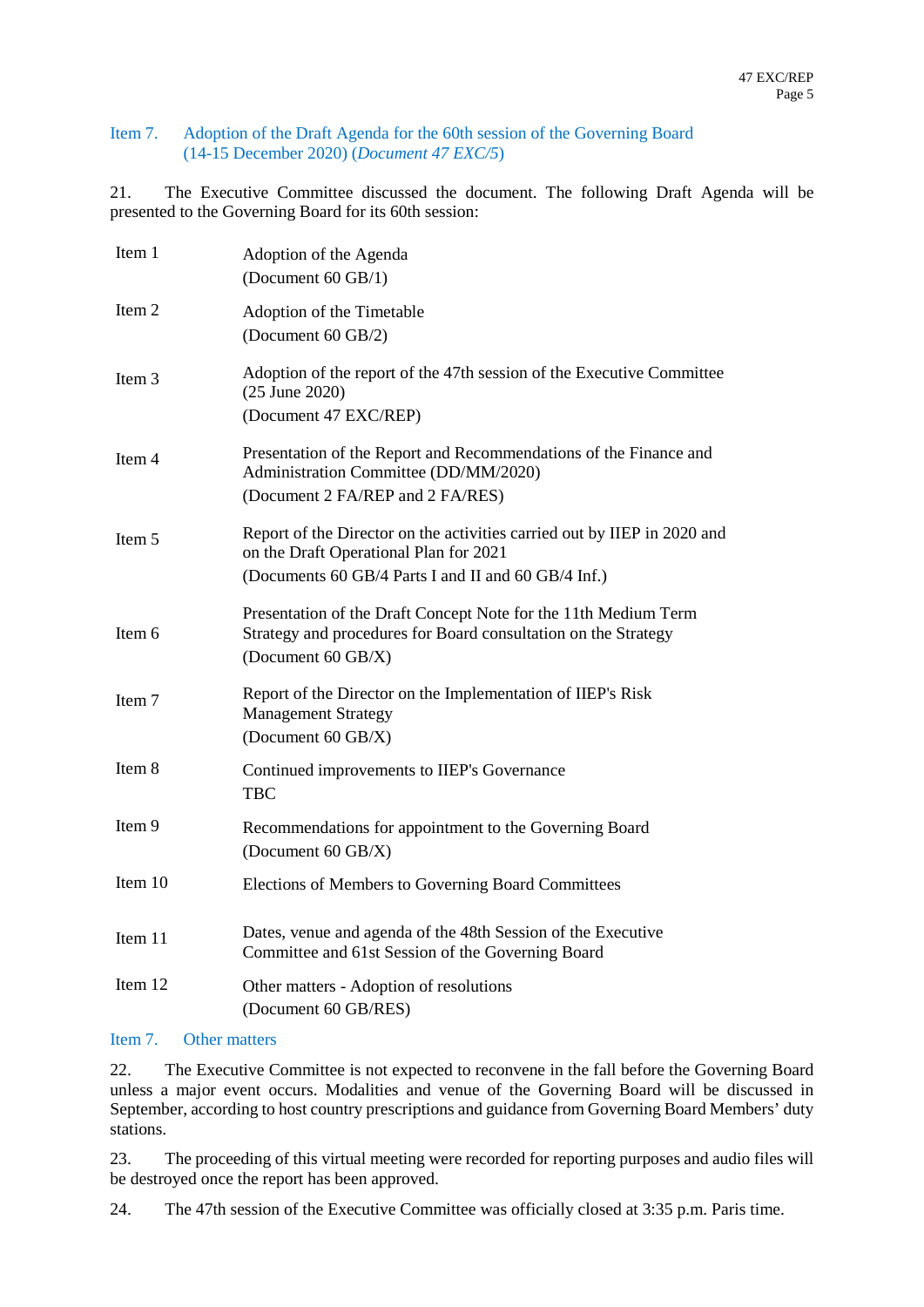## Item 7. Adoption of the Draft Agenda for the 60th session of the Governing Board (14-15 December 2020) (*Document 47 EXC/5*)

21. The Executive Committee discussed the document. The following Draft Agenda will be presented to the Governing Board for its 60th session:

| | |
|---|---|
| Item 1 | Adoption of the Agenda<br>(Document 60 GB/1) |
| Item 2 | Adoption of the Timetable<br>(Document 60 GB/2) |
| Item 3 | Adoption of the report of the 47th session of the Executive Committee (25 June 2020)<br>(Document 47 EXC/REP) |
| Item 4 | Presentation of the Report and Recommendations of the Finance and Administration Committee (DD/MM/2020)<br>(Document 2 FA/REP and 2 FA/RES) |
| Item 5 | Report of the Director on the activities carried out by IIEP in 2020 and on the Draft Operational Plan for 2021<br>(Documents 60 GB/4 Parts I and II and 60 GB/4 Inf.) |
| Item 6 | Presentation of the Draft Concept Note for the 11th Medium Term Strategy and procedures for Board consultation on the Strategy<br>(Document 60 GB/X) |
| Item 7 | Report of the Director on the Implementation of IIEP's Risk Management Strategy<br>(Document 60 GB/X) |
| Item 8 | Continued improvements to IIEP's Governance<br>TBC |
| Item 9 | Recommendations for appointment to the Governing Board<br>(Document 60 GB/X) |
| Item 10 | Elections of Members to Governing Board Committees |
| Item 11 | Dates, venue and agenda of the 48th Session of the Executive Committee and 61st Session of the Governing Board |
| Item 12 | Other matters - Adoption of resolutions<br>(Document 60 GB/RES) |

## Item 7. Other matters

22. The Executive Committee is not expected to reconvene in the fall before the Governing Board unless a major event occurs. Modalities and venue of the Governing Board will be discussed in September, according to host country prescriptions and guidance from Governing Board Members' duty stations.

23. The proceeding of this virtual meeting were recorded for reporting purposes and audio files will be destroyed once the report has been approved.

24. The 47th session of the Executive Committee was officially closed at 3:35 p.m. Paris time.